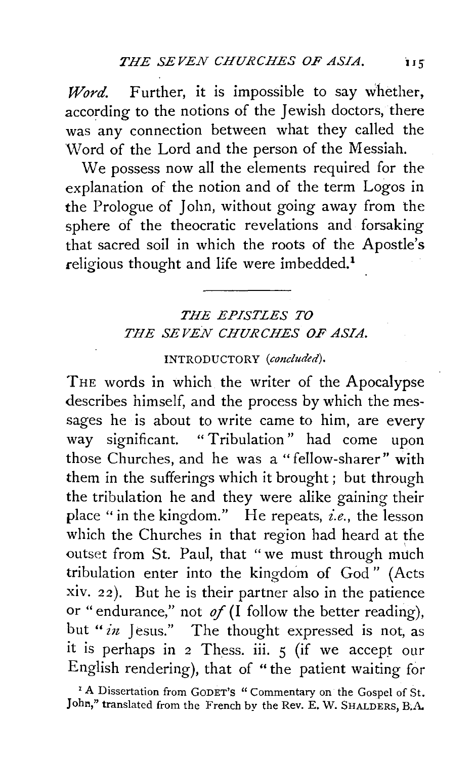*Word.* Further, it is impossible to say whether, according to the notions of the Jewish doctors, there was any connection between what they called the Word of the Lord and the person of the Messiah.

We possess now all the elements required for the explanation of the notion and of the term Logos in the Prologue of John, without going away from the sphere of the theocratic revelations and forsaking that sacred soil in which the roots of the Apostle's religious thought and life were imbedded.[1]

---

## *THE EPISTLES TO THE SEVEN CHURCHES OF ASIA.*

### INTRODUCTORY (*concluded*).

THE words in which the writer of the Apocalypse describes himself, and the process by which the messages he is about to write came to him, are every way significant. "Tribulation" had come upon those Churches, and he was a "fellow-sharer" with them in the sufferings which it brought; but through the tribulation he and they were alike gaining their place "in the kingdom." He repeats, *i.e.*, the lesson which the Churches in that region had heard at the outset from St. Paul, that "we must through much tribulation enter into the kingdom of God" (Acts xiv. 22). But he is their partner also in the patience or "endurance," not *of* (I follow the better reading), but "*in* Jesus." The thought expressed is not, as it is perhaps in 2 Thess. iii. 5 (if we accept our English rendering), that of "the patient waiting for

[1] A Dissertation from GODET'S "Commentary on the Gospel of St. John," translated from the French by the Rev. E. W. SHALDERS, B.A.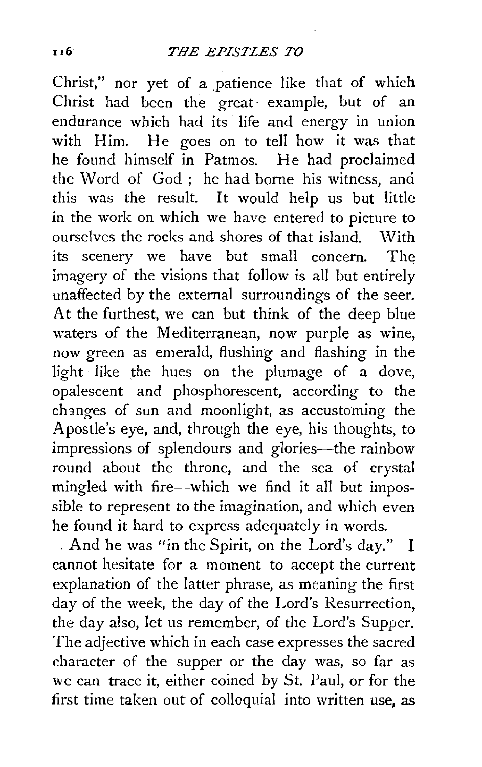Christ," nor yet of a patience like that of which Christ had been the great example, but of an endurance which had its life and energy in union with Him. He goes on to tell how it was that he found himself in Patmos. He had proclaimed the Word of God; he had borne his witness, and this was the result. It would help us but little in the work on which we have entered to picture to ourselves the rocks and shores of that island. With its scenery we have but small concern. The imagery of the visions that follow is all but entirely unaffected by the external surroundings of the seer. At the furthest, we can but think of the deep blue waters of the Mediterranean, now purple as wine, now green as emerald, flushing and flashing in the light like the hues on the plumage of a dove, opalescent and phosphorescent, according to the changes of sun and moonlight, as accustoming the Apostle's eye, and, through the eye, his thoughts, to impressions of splendours and glories—the rainbow round about the throne, and the sea of crystal mingled with fire—which we find it all but impossible to represent to the imagination, and which even he found it hard to express adequately in words.

And he was "in the Spirit, on the Lord's day." I cannot hesitate for a moment to accept the current explanation of the latter phrase, as meaning the first day of the week, the day of the Lord's Resurrection, the day also, let us remember, of the Lord's Supper. The adjective which in each case expresses the sacred character of the supper or the day was, so far as we can trace it, either coined by St. Paul, or for the first time taken out of colloquial into written use, as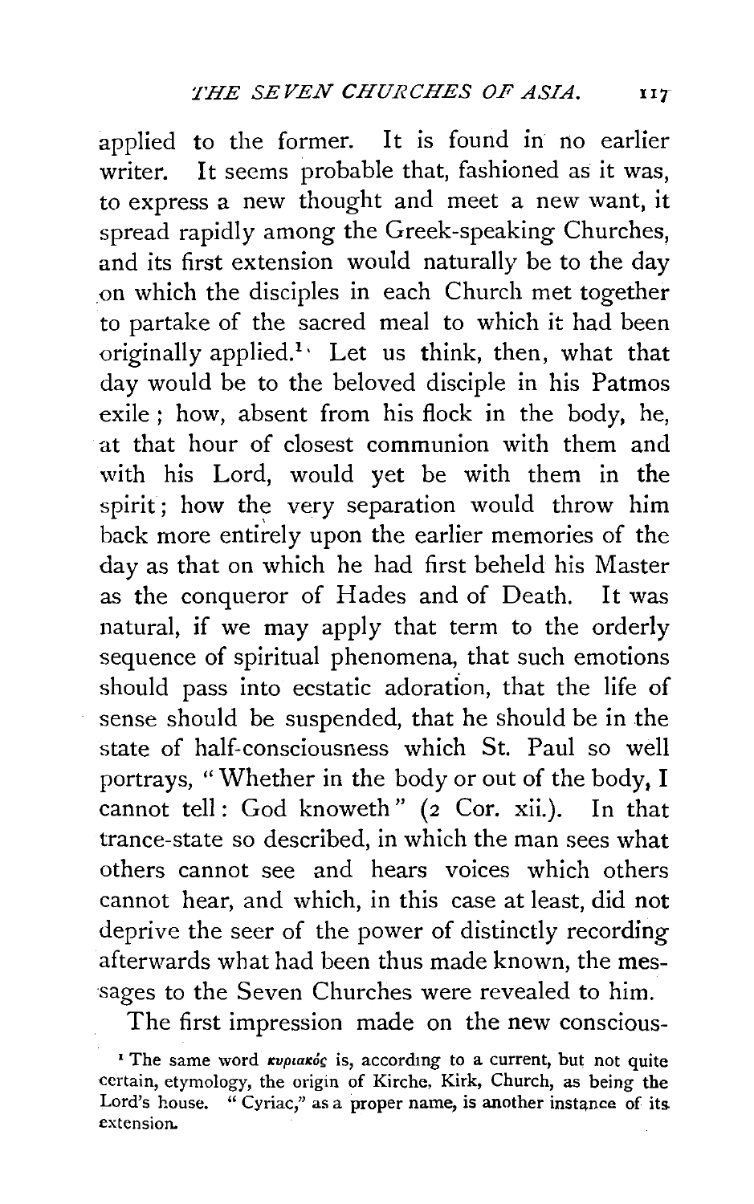applied to the former. It is found in no earlier writer. It seems probable that, fashioned as it was, to express a new thought and meet a new want, it spread rapidly among the Greek-speaking Churches, and its first extension would naturally be to the day on which the disciples in each Church met together to partake of the sacred meal to which it had been originally applied.[1] Let us think, then, what that day would be to the beloved disciple in his Patmos exile; how, absent from his flock in the body, he, at that hour of closest communion with them and with his Lord, would yet be with them in the spirit; how the very separation would throw him back more entirely upon the earlier memories of the day as that on which he had first beheld his Master as the conqueror of Hades and of Death. It was natural, if we may apply that term to the orderly sequence of spiritual phenomena, that such emotions should pass into ecstatic adoration, that the life of sense should be suspended, that he should be in the state of half-consciousness which St. Paul so well portrays, "Whether in the body or out of the body, I cannot tell: God knoweth" (2 Cor. xii.). In that trance-state so described, in which the man sees what others cannot see and hears voices which others cannot hear, and which, in this case at least, did not deprive the seer of the power of distinctly recording afterwards what had been thus made known, the messages to the Seven Churches were revealed to him.

The first impression made on the new conscious-

[1] The same word κυριακός is, according to a current, but not quite certain, etymology, the origin of Kirche, Kirk, Church, as being the Lord's house. "Cyriac," as a proper name, is another instance of its extension.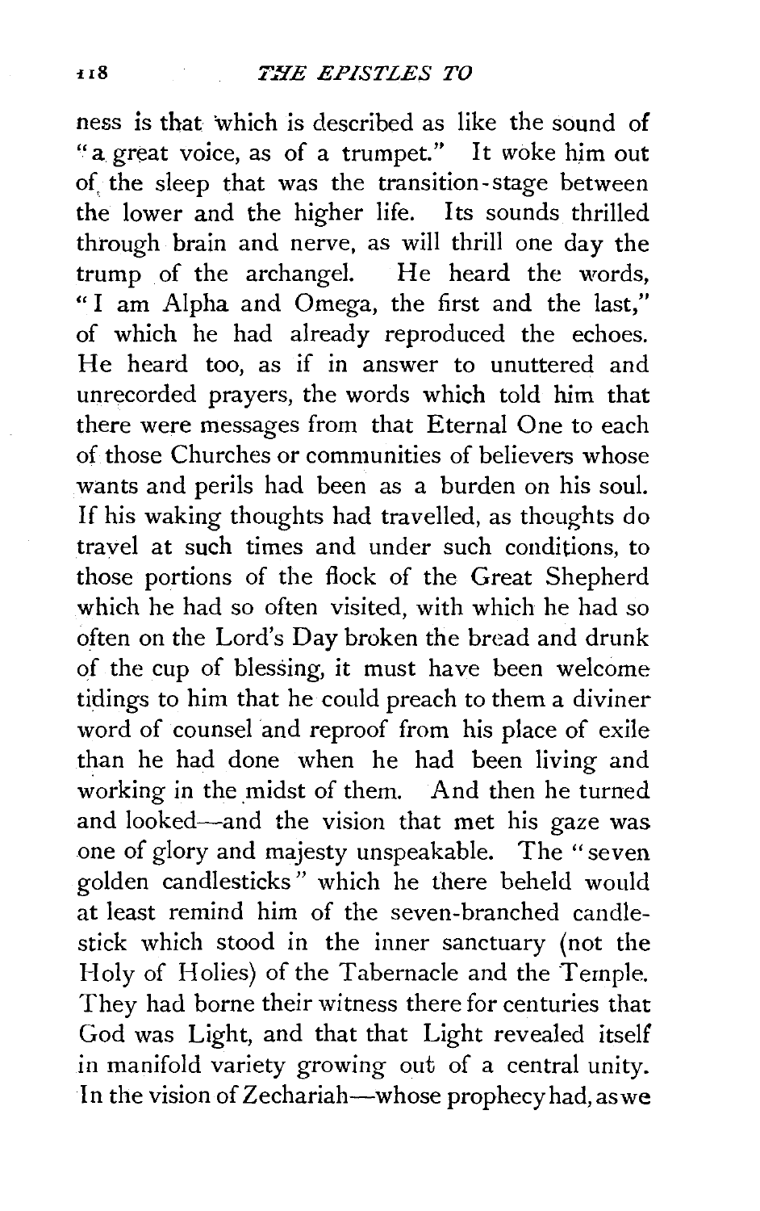ness is that which is described as like the sound of "a great voice, as of a trumpet." It woke him out of the sleep that was the transition-stage between the lower and the higher life. Its sounds thrilled through brain and nerve, as will thrill one day the trump of the archangel. He heard the words, "I am Alpha and Omega, the first and the last," of which he had already reproduced the echoes. He heard too, as if in answer to unuttered and unrecorded prayers, the words which told him that there were messages from that Eternal One to each of those Churches or communities of believers whose wants and perils had been as a burden on his soul. If his waking thoughts had travelled, as thoughts do travel at such times and under such conditions, to those portions of the flock of the Great Shepherd which he had so often visited, with which he had so often on the Lord's Day broken the bread and drunk of the cup of blessing, it must have been welcome tidings to him that he could preach to them a diviner word of counsel and reproof from his place of exile than he had done when he had been living and working in the midst of them. And then he turned and looked—and the vision that met his gaze was one of glory and majesty unspeakable. The "seven golden candlesticks" which he there beheld would at least remind him of the seven-branched candlestick which stood in the inner sanctuary (not the Holy of Holies) of the Tabernacle and the Temple. They had borne their witness there for centuries that God was Light, and that that Light revealed itself in manifold variety growing out of a central unity. In the vision of Zechariah—whose prophecy had, as we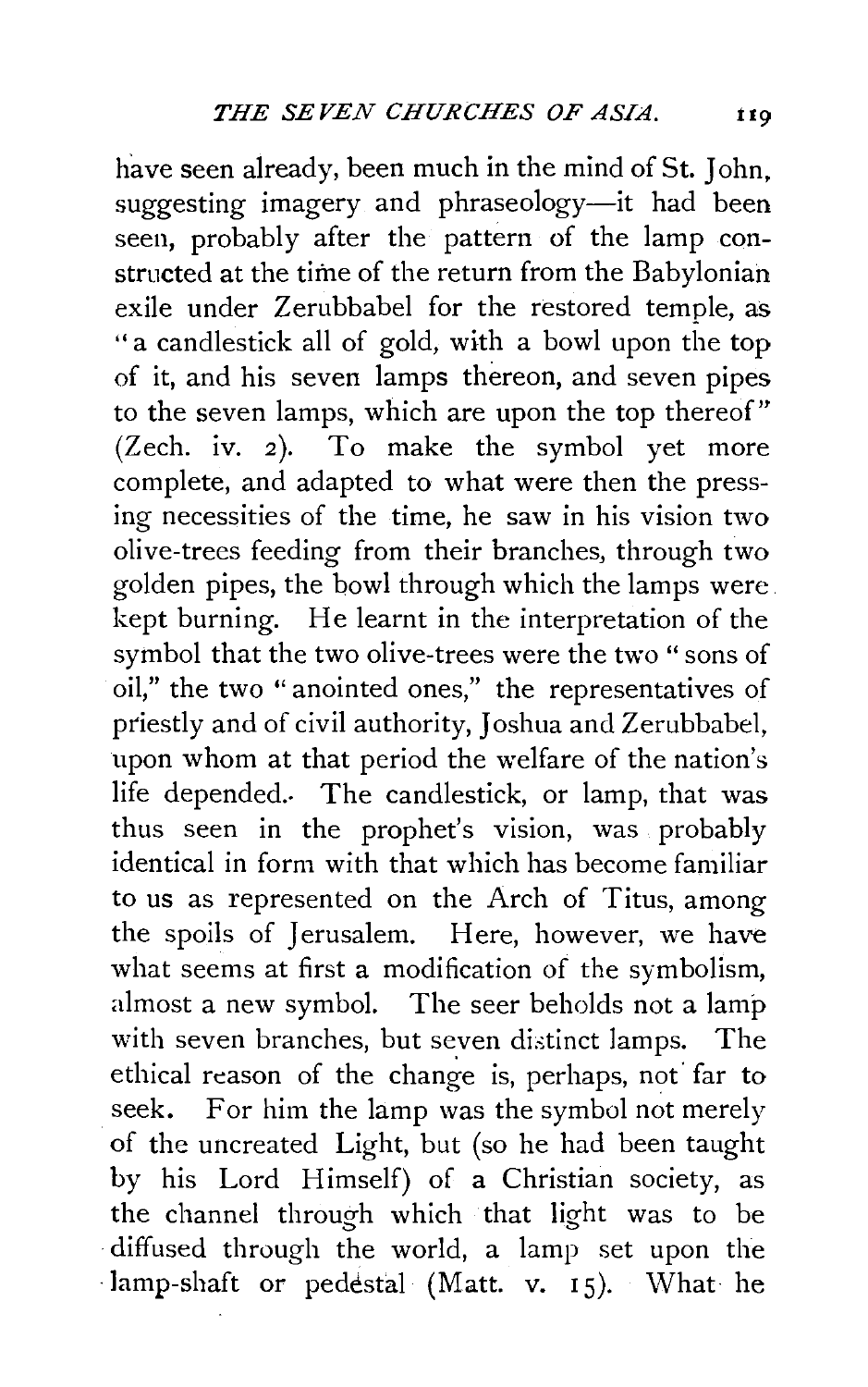have seen already, been much in the mind of St. John, suggesting imagery and phraseology—it had been seen, probably after the pattern of the lamp constructed at the time of the return from the Babylonian exile under Zerubbabel for the restored temple, as "a candlestick all of gold, with a bowl upon the top of it, and his seven lamps thereon, and seven pipes to the seven lamps, which are upon the top thereof" (Zech. iv. 2). To make the symbol yet more complete, and adapted to what were then the pressing necessities of the time, he saw in his vision two olive-trees feeding from their branches, through two golden pipes, the bowl through which the lamps were kept burning. He learnt in the interpretation of the symbol that the two olive-trees were the two "sons of oil," the two "anointed ones," the representatives of priestly and of civil authority, Joshua and Zerubbabel, upon whom at that period the welfare of the nation's life depended. The candlestick, or lamp, that was thus seen in the prophet's vision, was probably identical in form with that which has become familiar to us as represented on the Arch of Titus, among the spoils of Jerusalem. Here, however, we have what seems at first a modification of the symbolism, almost a new symbol. The seer beholds not a lamp with seven branches, but seven distinct lamps. The ethical reason of the change is, perhaps, not far to seek. For him the lamp was the symbol not merely of the uncreated Light, but (so he had been taught by his Lord Himself) of a Christian society, as the channel through which that light was to be diffused through the world, a lamp set upon the lamp-shaft or pedestal (Matt. v. 15). What he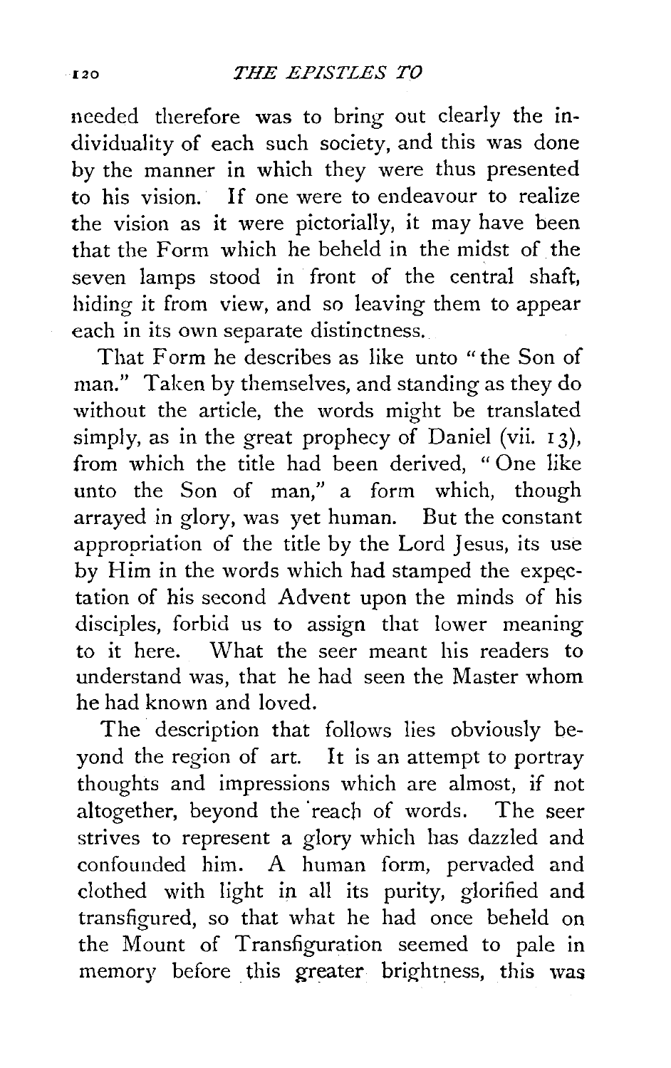needed therefore was to bring out clearly the individuality of each such society, and this was done by the manner in which they were thus presented to his vision. If one were to endeavour to realize the vision as it were pictorially, it may have been that the Form which he beheld in the midst of the seven lamps stood in front of the central shaft, hiding it from view, and so leaving them to appear each in its own separate distinctness.

That Form he describes as like unto "the Son of man." Taken by themselves, and standing as they do without the article, the words might be translated simply, as in the great prophecy of Daniel (vii. 13), from which the title had been derived, "One like unto the Son of man," a form which, though arrayed in glory, was yet human. But the constant appropriation of the title by the Lord Jesus, its use by Him in the words which had stamped the expectation of his second Advent upon the minds of his disciples, forbid us to assign that lower meaning to it here. What the seer meant his readers to understand was, that he had seen the Master whom he had known and loved.

The description that follows lies obviously beyond the region of art. It is an attempt to portray thoughts and impressions which are almost, if not altogether, beyond the reach of words. The seer strives to represent a glory which has dazzled and confounded him. A human form, pervaded and clothed with light in all its purity, glorified and transfigured, so that what he had once beheld on the Mount of Transfiguration seemed to pale in memory before this greater brightness, this was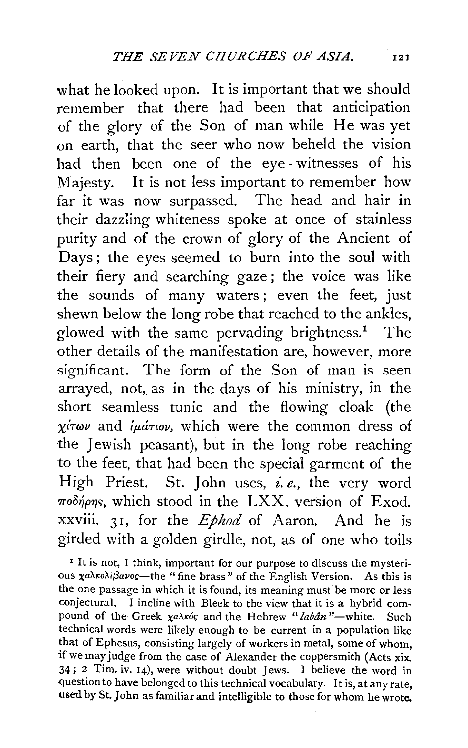what he looked upon. It is important that we should remember that there had been that anticipation of the glory of the Son of man while He was yet on earth, that the seer who now beheld the vision had then been one of the eye-witnesses of his Majesty. It is not less important to remember how far it was now surpassed. The head and hair in their dazzling whiteness spoke at once of stainless purity and of the crown of glory of the Ancient of Days; the eyes seemed to burn into the soul with their fiery and searching gaze; the voice was like the sounds of many waters; even the feet, just shewn below the long robe that reached to the ankles, glowed with the same pervading brightness.[1] The other details of the manifestation are, however, more significant. The form of the Son of man is seen arrayed, not, as in the days of his ministry, in the short seamless tunic and the flowing cloak (the *χίτων* and *ἱμάτιον*, which were the common dress of the Jewish peasant), but in the long robe reaching to the feet, that had been the special garment of the High Priest. St. John uses, *i. e.*, the very word *ποδήρης*, which stood in the LXX. version of Exod. xxviii. 31, for the *Ephod* of Aaron. And he is girded with a golden girdle, not, as of one who toils

[1] It is not, I think, important for our purpose to discuss the mysterious *χαλκολίβανος*—the "fine brass" of the English Version. As this is the one passage in which it is found, its meaning must be more or less conjectural. I incline with Bleek to the view that it is a hybrid compound of the Greek *χαλκός* and the Hebrew "*labân*"—white. Such technical words were likely enough to be current in a population like that of Ephesus, consisting largely of workers in metal, some of whom, if we may judge from the case of Alexander the coppersmith (Acts xix. 34; 2 Tim. iv. 14), were without doubt Jews. I believe the word in question to have belonged to this technical vocabulary. It is, at any rate, used by St. John as familiar and intelligible to those for whom he wrote.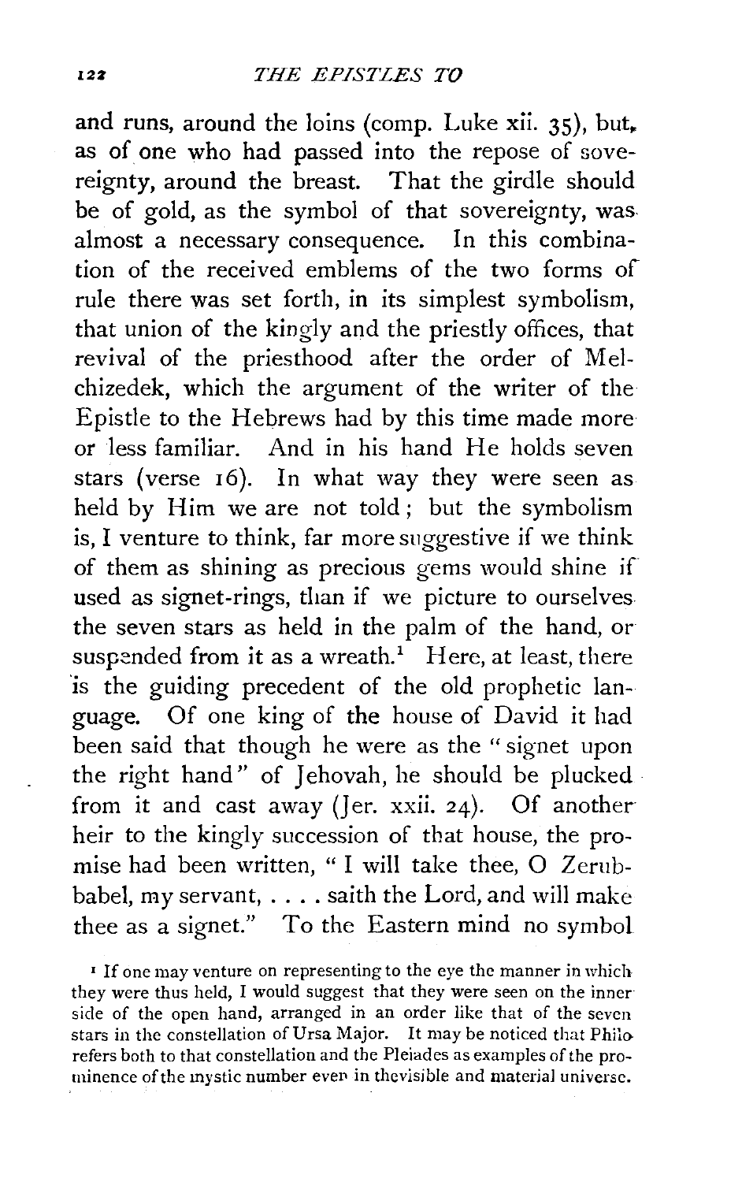and runs, around the loins (comp. Luke xii. 35), but, as of one who had passed into the repose of sovereignty, around the breast. That the girdle should be of gold, as the symbol of that sovereignty, was almost a necessary consequence. In this combination of the received emblems of the two forms of rule there was set forth, in its simplest symbolism, that union of the kingly and the priestly offices, that revival of the priesthood after the order of Melchizedek, which the argument of the writer of the Epistle to the Hebrews had by this time made more or less familiar. And in his hand He holds seven stars (verse 16). In what way they were seen as held by Him we are not told; but the symbolism is, I venture to think, far more suggestive if we think of them as shining as precious gems would shine if used as signet-rings, than if we picture to ourselves the seven stars as held in the palm of the hand, or suspended from it as a wreath.[1] Here, at least, there is the guiding precedent of the old prophetic language. Of one king of the house of David it had been said that though he were as the "signet upon the right hand" of Jehovah, he should be plucked from it and cast away (Jer. xxii. 24). Of another heir to the kingly succession of that house, the promise had been written, "I will take thee, O Zerubbabel, my servant, . . . . saith the Lord, and will make thee as a signet." To the Eastern mind no symbol

[1] If one may venture on representing to the eye the manner in which they were thus held, I would suggest that they were seen on the inner side of the open hand, arranged in an order like that of the seven stars in the constellation of Ursa Major. It may be noticed that Philo refers both to that constellation and the Pleiades as examples of the prominence of the mystic number even in the visible and material universe.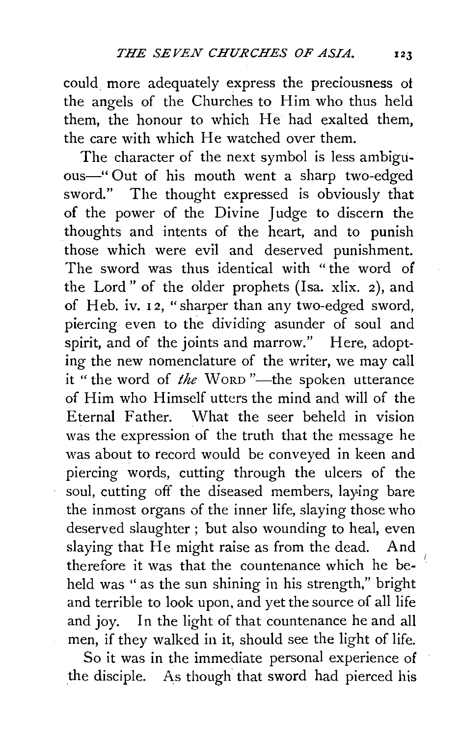could more adequately express the preciousness of the angels of the Churches to Him who thus held them, the honour to which He had exalted them, the care with which He watched over them.

The character of the next symbol is less ambiguous—"Out of his mouth went a sharp two-edged sword." The thought expressed is obviously that of the power of the Divine Judge to discern the thoughts and intents of the heart, and to punish those which were evil and deserved punishment. The sword was thus identical with "the word of the Lord" of the older prophets (Isa. xlix. 2), and of Heb. iv. 12, "sharper than any two-edged sword, piercing even to the dividing asunder of soul and spirit, and of the joints and marrow." Here, adopting the new nomenclature of the writer, we may call it "the word of *the* WORD"—the spoken utterance of Him who Himself utters the mind and will of the Eternal Father. What the seer beheld in vision was the expression of the truth that the message he was about to record would be conveyed in keen and piercing words, cutting through the ulcers of the soul, cutting off the diseased members, laying bare the inmost organs of the inner life, slaying those who deserved slaughter; but also wounding to heal, even slaying that He might raise as from the dead. And therefore it was that the countenance which he beheld was "as the sun shining in his strength," bright and terrible to look upon, and yet the source of all life and joy. In the light of that countenance he and all men, if they walked in it, should see the light of life.

So it was in the immediate personal experience of the disciple. As though that sword had pierced his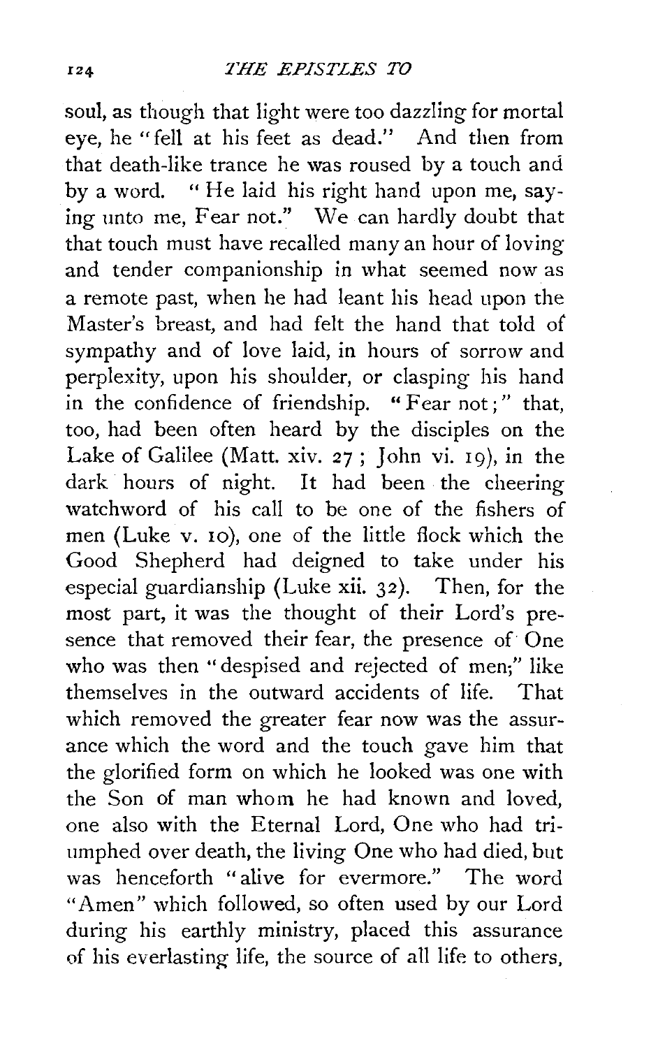soul, as though that light were too dazzling for mortal eye, he "fell at his feet as dead." And then from that death-like trance he was roused by a touch and by a word. "He laid his right hand upon me, saying unto me, Fear not." We can hardly doubt that that touch must have recalled many an hour of loving and tender companionship in what seemed now as a remote past, when he had leant his head upon the Master's breast, and had felt the hand that told of sympathy and of love laid, in hours of sorrow and perplexity, upon his shoulder, or clasping his hand in the confidence of friendship. "Fear not;" that, too, had been often heard by the disciples on the Lake of Galilee (Matt. xiv. 27; John vi. 19), in the dark hours of night. It had been the cheering watchword of his call to be one of the fishers of men (Luke v. 10), one of the little flock which the Good Shepherd had deigned to take under his especial guardianship (Luke xii. 32). Then, for the most part, it was the thought of their Lord's presence that removed their fear, the presence of One who was then "despised and rejected of men;" like themselves in the outward accidents of life. That which removed the greater fear now was the assurance which the word and the touch gave him that the glorified form on which he looked was one with the Son of man whom he had known and loved, one also with the Eternal Lord, One who had triumphed over death, the living One who had died, but was henceforth "alive for evermore." The word "Amen" which followed, so often used by our Lord during his earthly ministry, placed this assurance of his everlasting life, the source of all life to others,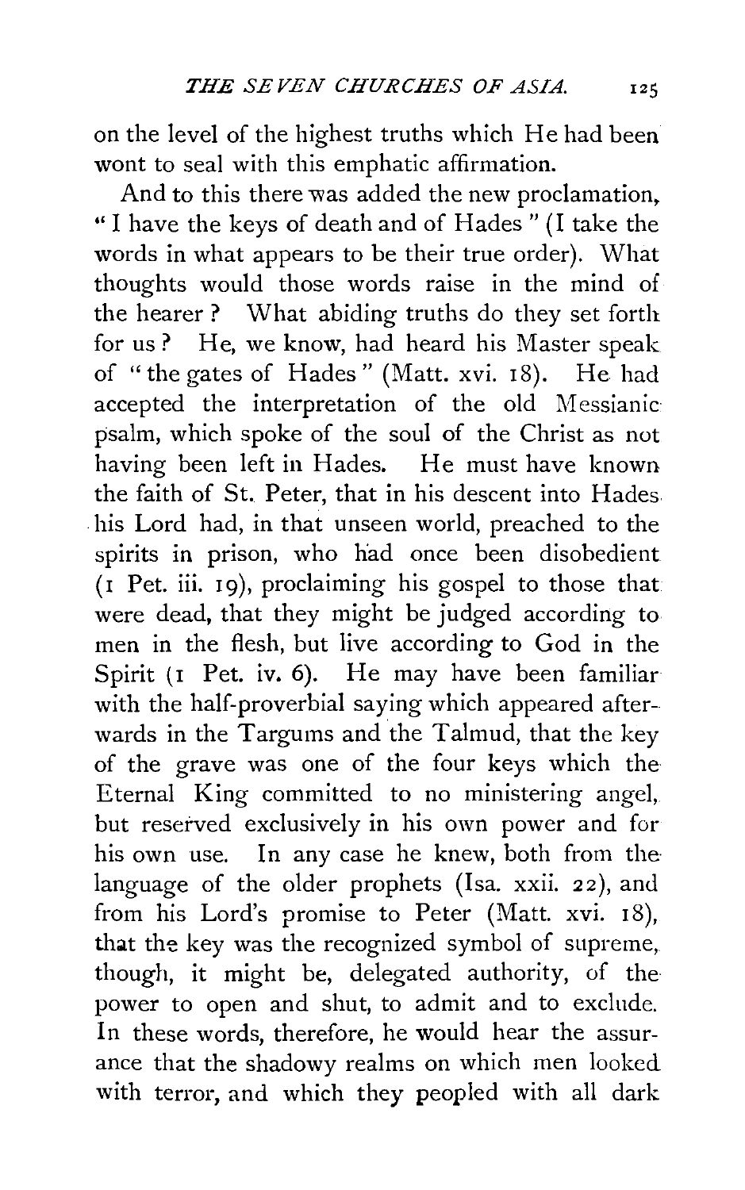on the level of the highest truths which He had been wont to seal with this emphatic affirmation.

And to this there was added the new proclamation, "I have the keys of death and of Hades" (I take the words in what appears to be their true order). What thoughts would those words raise in the mind of the hearer? What abiding truths do they set forth for us? He, we know, had heard his Master speak of "the gates of Hades" (Matt. xvi. 18). He had accepted the interpretation of the old Messianic psalm, which spoke of the soul of the Christ as not having been left in Hades. He must have known the faith of St. Peter, that in his descent into Hades his Lord had, in that unseen world, preached to the spirits in prison, who had once been disobedient (1 Pet. iii. 19), proclaiming his gospel to those that were dead, that they might be judged according to men in the flesh, but live according to God in the Spirit (1 Pet. iv. 6). He may have been familiar with the half-proverbial saying which appeared afterwards in the Targums and the Talmud, that the key of the grave was one of the four keys which the Eternal King committed to no ministering angel, but reserved exclusively in his own power and for his own use. In any case he knew, both from the language of the older prophets (Isa. xxii. 22), and from his Lord's promise to Peter (Matt. xvi. 18), that the key was the recognized symbol of supreme, though, it might be, delegated authority, of the power to open and shut, to admit and to exclude. In these words, therefore, he would hear the assurance that the shadowy realms on which men looked with terror, and which they peopled with all dark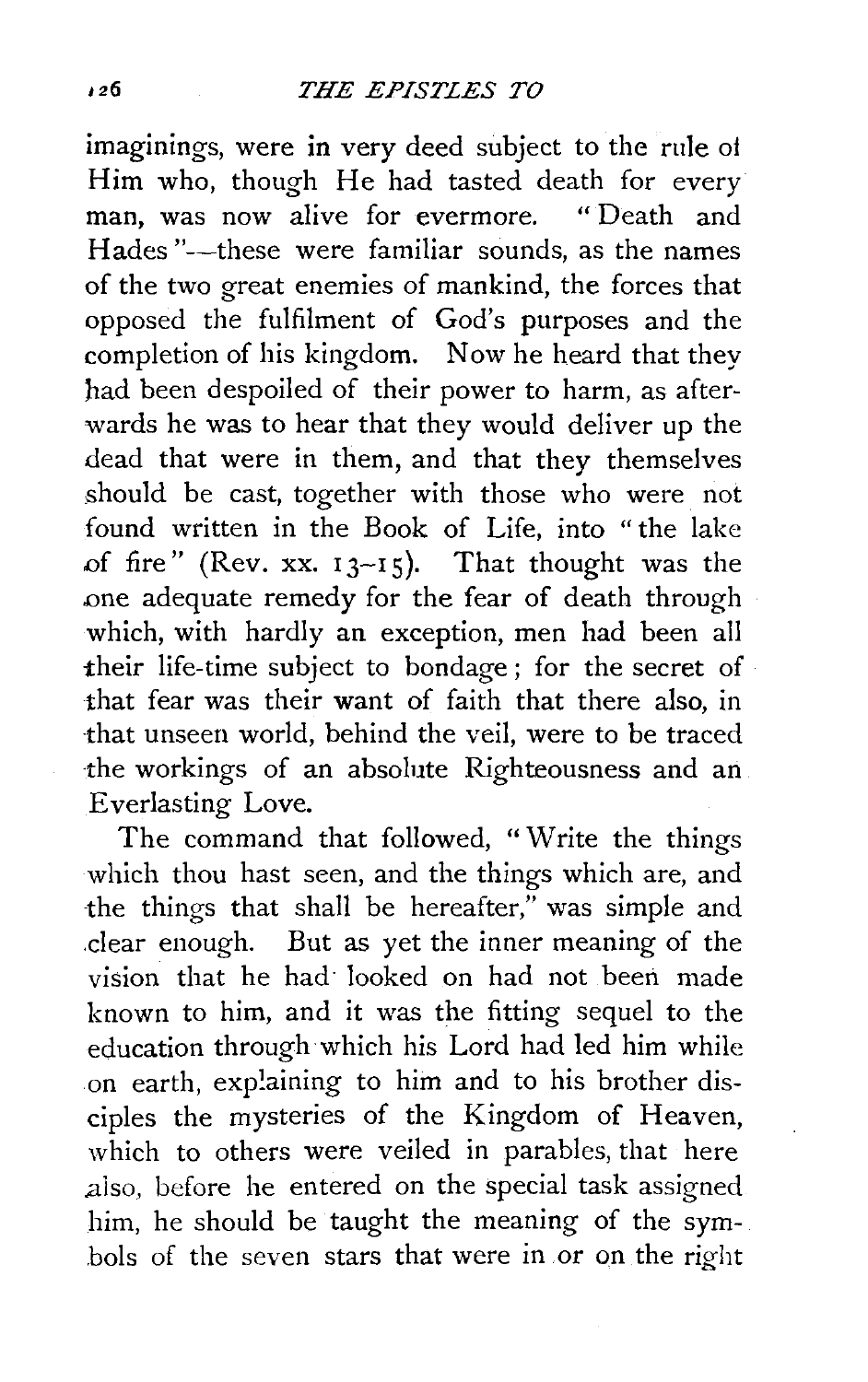imaginings, were in very deed subject to the rule of Him who, though He had tasted death for every man, was now alive for evermore. "Death and Hades"—these were familiar sounds, as the names of the two great enemies of mankind, the forces that opposed the fulfilment of God's purposes and the completion of his kingdom. Now he heard that they had been despoiled of their power to harm, as afterwards he was to hear that they would deliver up the dead that were in them, and that they themselves should be cast, together with those who were not found written in the Book of Life, into "the lake of fire" (Rev. xx. 13–15). That thought was the one adequate remedy for the fear of death through which, with hardly an exception, men had been all their life-time subject to bondage; for the secret of that fear was their want of faith that there also, in that unseen world, behind the veil, were to be traced the workings of an absolute Righteousness and an Everlasting Love.

The command that followed, "Write the things which thou hast seen, and the things which are, and the things that shall be hereafter," was simple and clear enough. But as yet the inner meaning of the vision that he had looked on had not been made known to him, and it was the fitting sequel to the education through which his Lord had led him while on earth, explaining to him and to his brother disciples the mysteries of the Kingdom of Heaven, which to others were veiled in parables, that here also, before he entered on the special task assigned him, he should be taught the meaning of the symbols of the seven stars that were in or on the right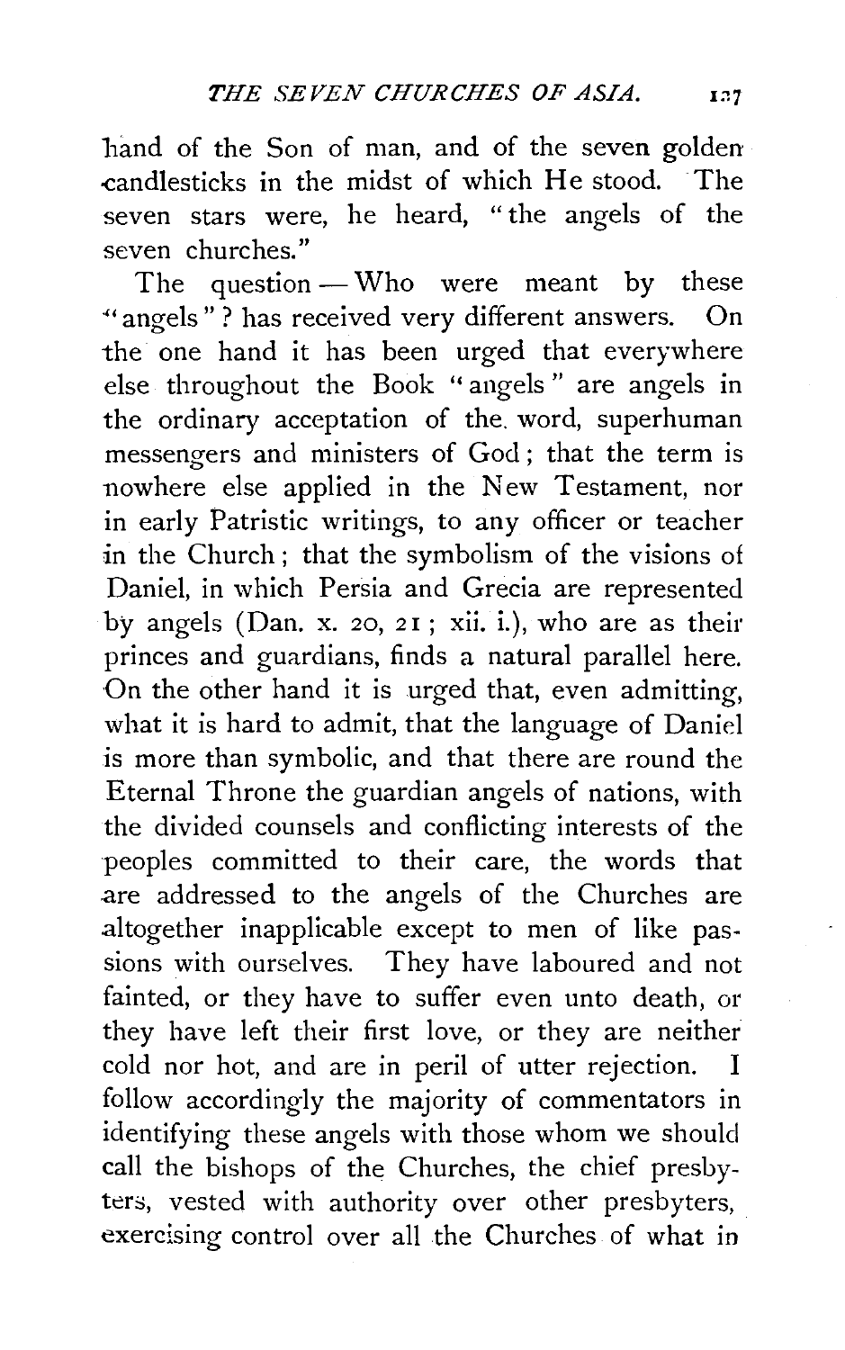hand of the Son of man, and of the seven golden candlesticks in the midst of which He stood. The seven stars were, he heard, "the angels of the seven churches."

The question — Who were meant by these "angels"? has received very different answers. On the one hand it has been urged that everywhere else throughout the Book "angels" are angels in the ordinary acceptation of the word, superhuman messengers and ministers of God; that the term is nowhere else applied in the New Testament, nor in early Patristic writings, to any officer or teacher in the Church; that the symbolism of the visions of Daniel, in which Persia and Grecia are represented by angels (Dan. x. 20, 21; xii. i.), who are as their princes and guardians, finds a natural parallel here. On the other hand it is urged that, even admitting, what it is hard to admit, that the language of Daniel is more than symbolic, and that there are round the Eternal Throne the guardian angels of nations, with the divided counsels and conflicting interests of the peoples committed to their care, the words that are addressed to the angels of the Churches are altogether inapplicable except to men of like passions with ourselves. They have laboured and not fainted, or they have to suffer even unto death, or they have left their first love, or they are neither cold nor hot, and are in peril of utter rejection. I follow accordingly the majority of commentators in identifying these angels with those whom we should call the bishops of the Churches, the chief presbyters, vested with authority over other presbyters, exercising control over all the Churches of what in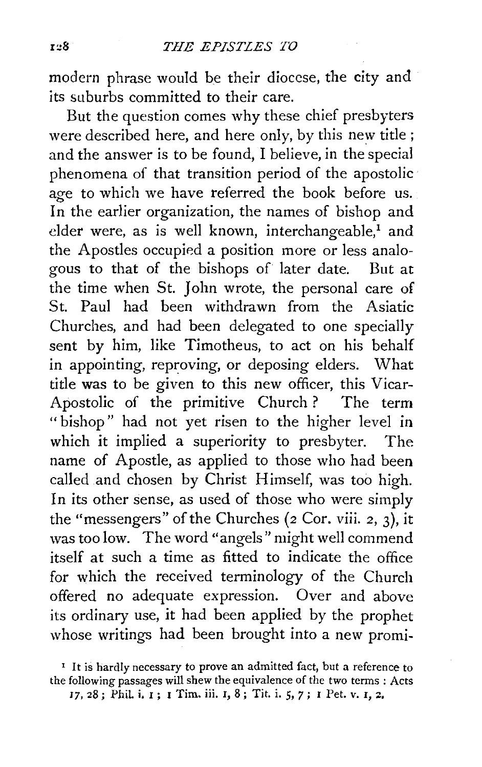modern phrase would be their diocese, the city and its suburbs committed to their care.

But the question comes why these chief presbyters were described here, and here only, by this new title; and the answer is to be found, I believe, in the special phenomena of that transition period of the apostolic age to which we have referred the book before us. In the earlier organization, the names of bishop and elder were, as is well known, interchangeable,[1] and the Apostles occupied a position more or less analogous to that of the bishops of later date. But at the time when St. John wrote, the personal care of St. Paul had been withdrawn from the Asiatic Churches, and had been delegated to one specially sent by him, like Timotheus, to act on his behalf in appointing, reproving, or deposing elders. What title was to be given to this new officer, this Vicar-Apostolic of the primitive Church? The term "bishop" had not yet risen to the higher level in which it implied a superiority to presbyter. The name of Apostle, as applied to those who had been called and chosen by Christ Himself, was too high. In its other sense, as used of those who were simply the "messengers" of the Churches (2 Cor. viii. 2, 3), it was too low. The word "angels" might well commend itself at such a time as fitted to indicate the office for which the received terminology of the Church offered no adequate expression. Over and above its ordinary use, it had been applied by the prophet whose writings had been brought into a new promi-

[1] It is hardly necessary to prove an admitted fact, but a reference to the following passages will shew the equivalence of the two terms: Acts 17, 28; Phil. i. 1; 1 Tim. iii. 1, 8; Tit. i. 5, 7; 1 Pet. v. 1, 2.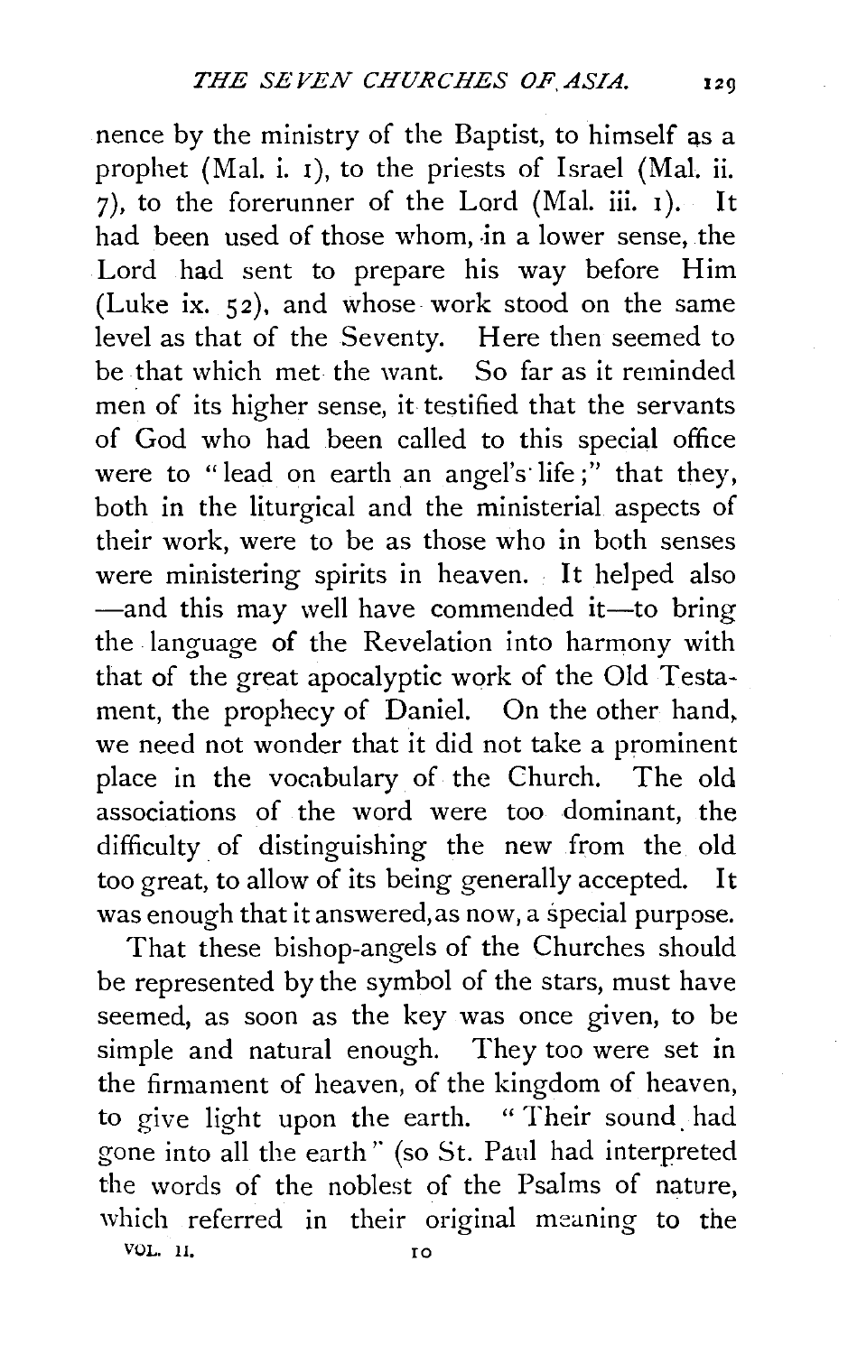nence by the ministry of the Baptist, to himself as a prophet (Mal. i. 1), to the priests of Israel (Mal. ii. 7), to the forerunner of the Lord (Mal. iii. 1). It had been used of those whom, in a lower sense, the Lord had sent to prepare his way before Him (Luke ix. 52), and whose work stood on the same level as that of the Seventy. Here then seemed to be that which met the want. So far as it reminded men of its higher sense, it testified that the servants of God who had been called to this special office were to "lead on earth an angel's life;" that they, both in the liturgical and the ministerial aspects of their work, were to be as those who in both senses were ministering spirits in heaven. It helped also —and this may well have commended it—to bring the language of the Revelation into harmony with that of the great apocalyptic work of the Old Testament, the prophecy of Daniel. On the other hand, we need not wonder that it did not take a prominent place in the vocabulary of the Church. The old associations of the word were too dominant, the difficulty of distinguishing the new from the old too great, to allow of its being generally accepted. It was enough that it answered, as now, a special purpose.

That these bishop-angels of the Churches should be represented by the symbol of the stars, must have seemed, as soon as the key was once given, to be simple and natural enough. They too were set in the firmament of heaven, of the kingdom of heaven, to give light upon the earth. "Their sound had gone into all the earth" (so St. Paul had interpreted the words of the noblest of the Psalms of nature, which referred in their original meaning to the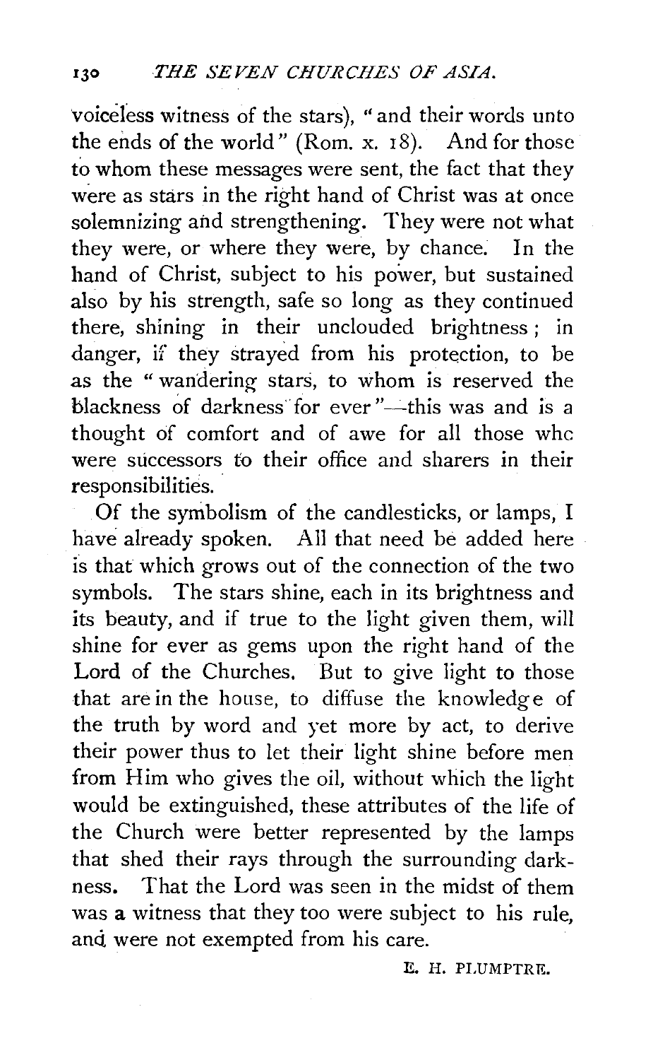voiceless witness of the stars), "and their words unto the ends of the world" (Rom. x. 18). And for those to whom these messages were sent, the fact that they were as stars in the right hand of Christ was at once solemnizing and strengthening. They were not what they were, or where they were, by chance. In the hand of Christ, subject to his power, but sustained also by his strength, safe so long as they continued there, shining in their unclouded brightness; in danger, if they strayed from his protection, to be as the "wandering stars, to whom is reserved the blackness of darkness for ever"—this was and is a thought of comfort and of awe for all those who were successors to their office and sharers in their responsibilities.

Of the symbolism of the candlesticks, or lamps, I have already spoken. All that need be added here is that which grows out of the connection of the two symbols. The stars shine, each in its brightness and its beauty, and if true to the light given them, will shine for ever as gems upon the right hand of the Lord of the Churches. But to give light to those that are in the house, to diffuse the knowledge of the truth by word and yet more by act, to derive their power thus to let their light shine before men from Him who gives the oil, without which the light would be extinguished, these attributes of the life of the Church were better represented by the lamps that shed their rays through the surrounding darkness. That the Lord was seen in the midst of them was a witness that they too were subject to his rule, and were not exempted from his care.

E. H. PLUMPTRE.